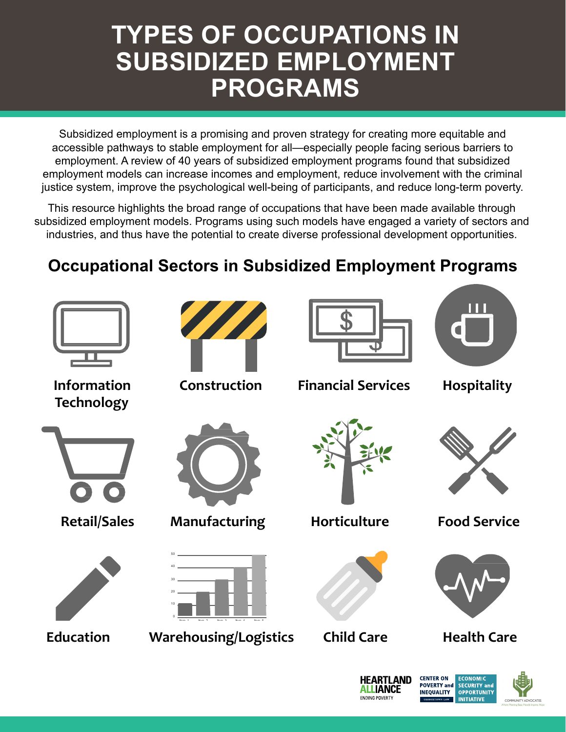# TYPES OF OCCUPATIONS IN SUBSIDIZED EMPLOYMENT PROGRAMS

Subsidized employment is a promising and proven strategy for creating more equitable and accessible pathways to stable employment for all—especially people facing serious barriers to employment. A review of 40 years of subsidized employment programs found that subsidized employment models can increase incomes and employment, reduce involvement with the criminal justice system, improve the psychological well-being of participants, and reduce long-term poverty.

This resource highlights the broad range of occupations that have been made available through subsidized employment models. Programs using such models have engaged a variety of sectors and industries, and thus have the potential to create diverse professional development opportunities.

## Occupational Sectors in Subsidized Employment Programs

- Information Technology
- Construction
- Financial Services
- Hospitality
- Retail/Sales
- Manufacturing
- Horticulture
- Food Service
- Education
- Warehousing/Logistics
- Child Care
- Health Care

HEARTLAND ALLIANCE ENDING POVERTY | CENTER ON POVERTY and INEQUALITY GEORGETOWN LAW | ECONOMIC SECURITY and OPPORTUNITY INITIATIVE | COMMUNITY ADVOCATES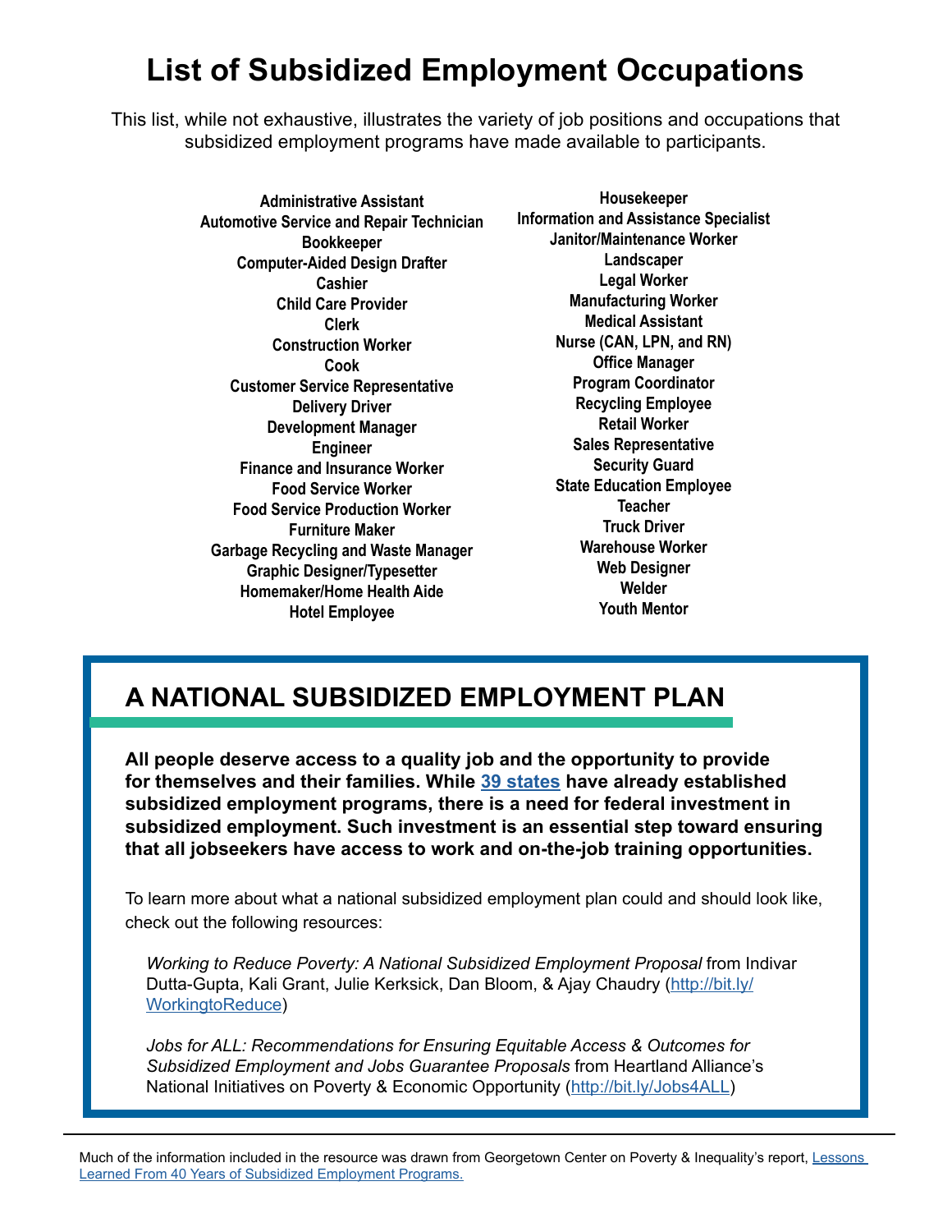// Consistent with the rules above, my reply keeps only the document's own text in markdown.
# List of Subsidized Employment Occupations

This list, while not exhaustive, illustrates the variety of job positions and occupations that subsidized employment programs have made available to participants.

**Administrative Assistant**
**Automotive Service and Repair Technician**
**Bookkeeper**
**Computer-Aided Design Drafter**
**Cashier**
**Child Care Provider**
**Clerk**
**Construction Worker**
**Cook**
**Customer Service Representative**
**Delivery Driver**
**Development Manager**
**Engineer**
**Finance and Insurance Worker**
**Food Service Worker**
**Food Service Production Worker**
**Furniture Maker**
**Garbage Recycling and Waste Manager**
**Graphic Designer/Typesetter**
**Homemaker/Home Health Aide**
**Hotel Employee**
**Housekeeper**
**Information and Assistance Specialist**
**Janitor/Maintenance Worker**
**Landscaper**
**Legal Worker**
**Manufacturing Worker**
**Medical Assistant**
**Nurse (CAN, LPN, and RN)**
**Office Manager**
**Program Coordinator**
**Recycling Employee**
**Retail Worker**
**Sales Representative**
**Security Guard**
**State Education Employee**
**Teacher**
**Truck Driver**
**Warehouse Worker**
**Web Designer**
**Welder**
**Youth Mentor**

## A NATIONAL SUBSIDIZED EMPLOYMENT PLAN

**All people deserve access to a quality job and the opportunity to provide for themselves and their families. While 39 states have already established subsidized employment programs, there is a need for federal investment in subsidized employment. Such investment is an essential step toward ensuring that all jobseekers have access to work and on-the-job training opportunities.**

To learn more about what a national subsidized employment plan could and should look like, check out the following resources:

*Working to Reduce Poverty: A National Subsidized Employment Proposal* from Indivar Dutta-Gupta, Kali Grant, Julie Kerksick, Dan Bloom, & Ajay Chaudry (http://bit.ly/WorkingtoReduce)

*Jobs for ALL: Recommendations for Ensuring Equitable Access & Outcomes for Subsidized Employment and Jobs Guarantee Proposals* from Heartland Alliance's National Initiatives on Poverty & Economic Opportunity (http://bit.ly/Jobs4ALL)

---

Much of the information included in the resource was drawn from Georgetown Center on Poverty & Inequality's report, Lessons Learned From 40 Years of Subsidized Employment Programs.